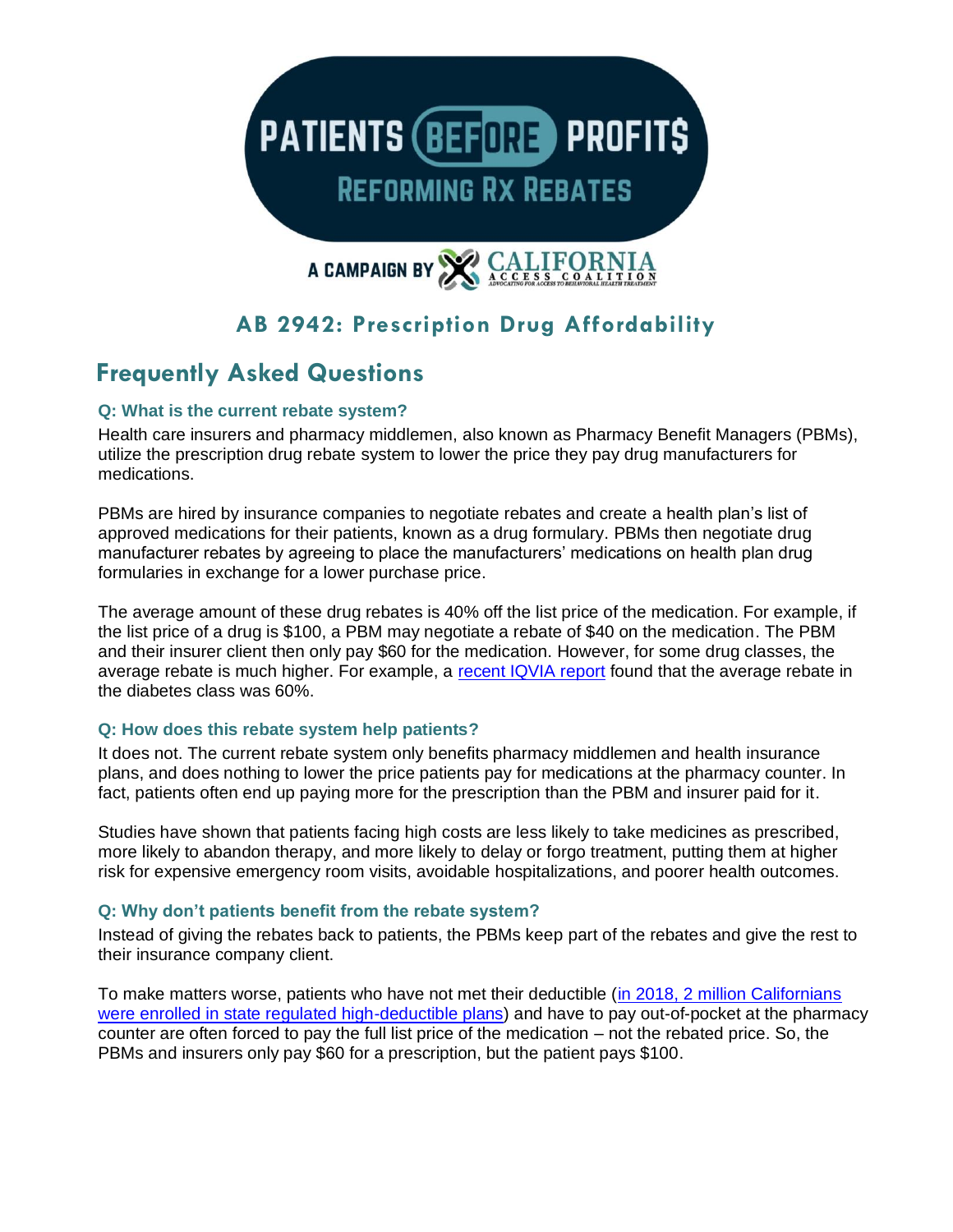# PATIENTS BEFORE PROFIT$

## REFORMING RX REBATES

A CAMPAIGN BY CALIFORNIA ACCESS COALITION

ADVOCATING FOR ACCESS TO BEHAVIORAL HEALTH TREATMENT

## AB 2942: Prescription Drug Affordability

## Frequently Asked Questions

### Q: What is the current rebate system?

Health care insurers and pharmacy middlemen, also known as Pharmacy Benefit Managers (PBMs), utilize the prescription drug rebate system to lower the price they pay drug manufacturers for medications.

PBMs are hired by insurance companies to negotiate rebates and create a health plan's list of approved medications for their patients, known as a drug formulary. PBMs then negotiate drug manufacturer rebates by agreeing to place the manufacturers' medications on health plan drug formularies in exchange for a lower purchase price.

The average amount of these drug rebates is 40% off the list price of the medication. For example, if the list price of a drug is $100, a PBM may negotiate a rebate of $40 on the medication. The PBM and their insurer client then only pay $60 for the medication. However, for some drug classes, the average rebate is much higher. For example, a recent IQVIA report found that the average rebate in the diabetes class was 60%.

### Q: How does this rebate system help patients?

It does not. The current rebate system only benefits pharmacy middlemen and health insurance plans, and does nothing to lower the price patients pay for medications at the pharmacy counter. In fact, patients often end up paying more for the prescription than the PBM and insurer paid for it.

Studies have shown that patients facing high costs are less likely to take medicines as prescribed, more likely to abandon therapy, and more likely to delay or forgo treatment, putting them at higher risk for expensive emergency room visits, avoidable hospitalizations, and poorer health outcomes.

### Q: Why don't patients benefit from the rebate system?

Instead of giving the rebates back to patients, the PBMs keep part of the rebates and give the rest to their insurance company client.

To make matters worse, patients who have not met their deductible (in 2018, 2 million Californians were enrolled in state regulated high-deductible plans) and have to pay out-of-pocket at the pharmacy counter are often forced to pay the full list price of the medication – not the rebated price. So, the PBMs and insurers only pay $60 for a prescription, but the patient pays $100.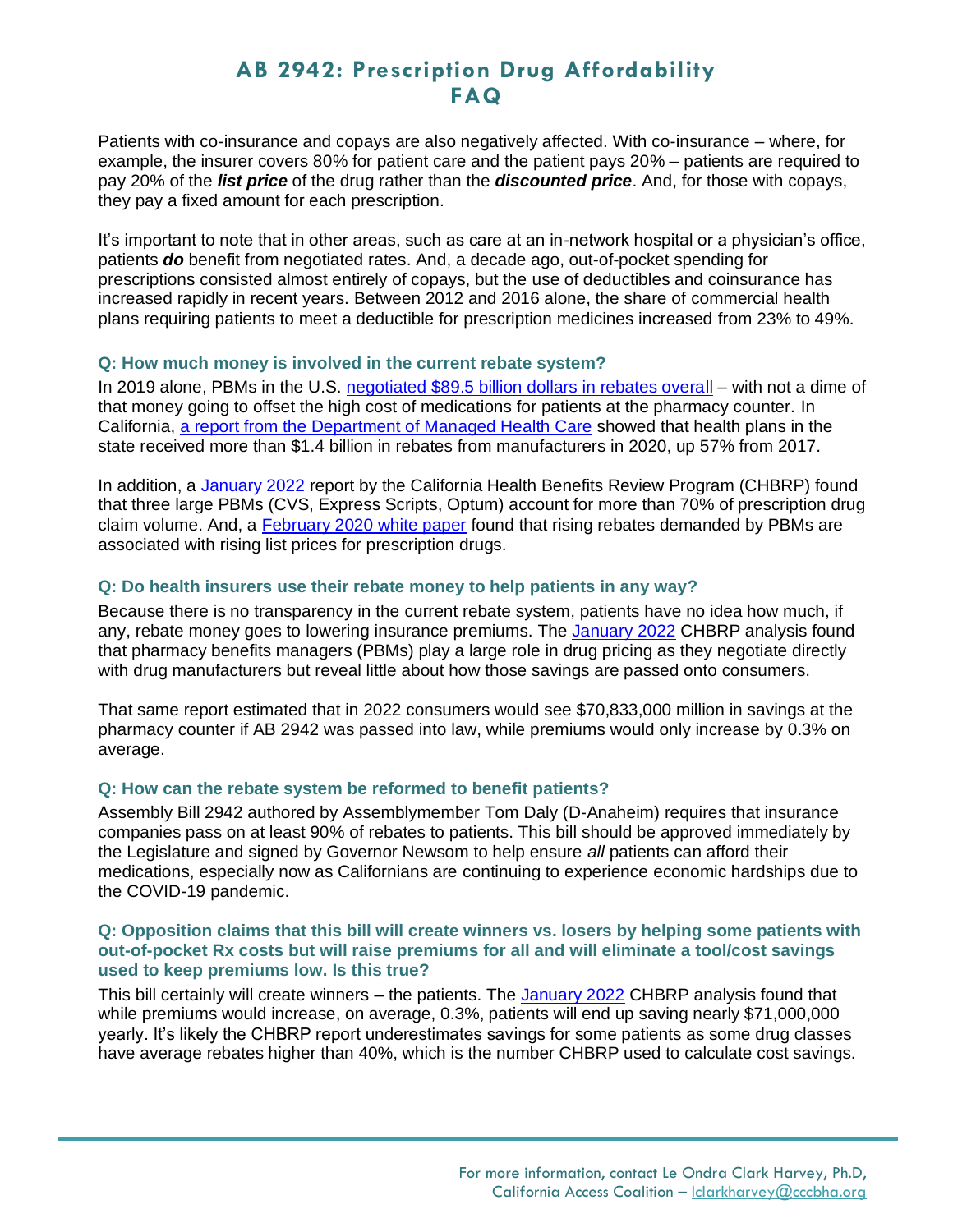# AB 2942: Prescription Drug Affordability FAQ

Patients with co-insurance and copays are also negatively affected. With co-insurance – where, for example, the insurer covers 80% for patient care and the patient pays 20% – patients are required to pay 20% of the ***list price*** of the drug rather than the ***discounted price***. And, for those with copays, they pay a fixed amount for each prescription.

It's important to note that in other areas, such as care at an in-network hospital or a physician's office, patients ***do*** benefit from negotiated rates. And, a decade ago, out-of-pocket spending for prescriptions consisted almost entirely of copays, but the use of deductibles and coinsurance has increased rapidly in recent years. Between 2012 and 2016 alone, the share of commercial health plans requiring patients to meet a deductible for prescription medicines increased from 23% to 49%.

### Q: How much money is involved in the current rebate system?

In 2019 alone, PBMs in the U.S. negotiated $89.5 billion dollars in rebates overall – with not a dime of that money going to offset the high cost of medications for patients at the pharmacy counter. In California, a report from the Department of Managed Health Care showed that health plans in the state received more than $1.4 billion in rebates from manufacturers in 2020, up 57% from 2017.

In addition, a January 2022 report by the California Health Benefits Review Program (CHBRP) found that three large PBMs (CVS, Express Scripts, Optum) account for more than 70% of prescription drug claim volume. And, a February 2020 white paper found that rising rebates demanded by PBMs are associated with rising list prices for prescription drugs.

### Q: Do health insurers use their rebate money to help patients in any way?

Because there is no transparency in the current rebate system, patients have no idea how much, if any, rebate money goes to lowering insurance premiums. The January 2022 CHBRP analysis found that pharmacy benefits managers (PBMs) play a large role in drug pricing as they negotiate directly with drug manufacturers but reveal little about how those savings are passed onto consumers.

That same report estimated that in 2022 consumers would see $70,833,000 million in savings at the pharmacy counter if AB 2942 was passed into law, while premiums would only increase by 0.3% on average.

### Q: How can the rebate system be reformed to benefit patients?

Assembly Bill 2942 authored by Assemblymember Tom Daly (D-Anaheim) requires that insurance companies pass on at least 90% of rebates to patients. This bill should be approved immediately by the Legislature and signed by Governor Newsom to help ensure *all* patients can afford their medications, especially now as Californians are continuing to experience economic hardships due to the COVID-19 pandemic.

### Q: Opposition claims that this bill will create winners vs. losers by helping some patients with out-of-pocket Rx costs but will raise premiums for all and will eliminate a tool/cost savings used to keep premiums low. Is this true?

This bill certainly will create winners – the patients. The January 2022 CHBRP analysis found that while premiums would increase, on average, 0.3%, patients will end up saving nearly $71,000,000 yearly. It's likely the CHBRP report underestimates savings for some patients as some drug classes have average rebates higher than 40%, which is the number CHBRP used to calculate cost savings.

For more information, contact Le Ondra Clark Harvey, Ph.D, California Access Coalition – lclarkharvey@cccbha.org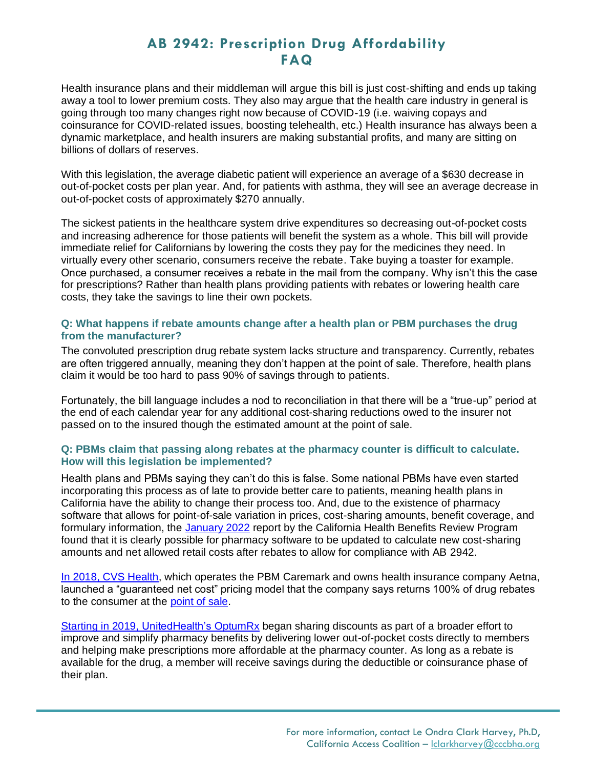# AB 2942: Prescription Drug Affordability FAQ

Health insurance plans and their middleman will argue this bill is just cost-shifting and ends up taking away a tool to lower premium costs. They also may argue that the health care industry in general is going through too many changes right now because of COVID-19 (i.e. waiving copays and coinsurance for COVID-related issues, boosting telehealth, etc.) Health insurance has always been a dynamic marketplace, and health insurers are making substantial profits, and many are sitting on billions of dollars of reserves.

With this legislation, the average diabetic patient will experience an average of a $630 decrease in out-of-pocket costs per plan year. And, for patients with asthma, they will see an average decrease in out-of-pocket costs of approximately $270 annually.

The sickest patients in the healthcare system drive expenditures so decreasing out-of-pocket costs and increasing adherence for those patients will benefit the system as a whole. This bill will provide immediate relief for Californians by lowering the costs they pay for the medicines they need. In virtually every other scenario, consumers receive the rebate. Take buying a toaster for example. Once purchased, a consumer receives a rebate in the mail from the company. Why isn't this the case for prescriptions? Rather than health plans providing patients with rebates or lowering health care costs, they take the savings to line their own pockets.

### Q: What happens if rebate amounts change after a health plan or PBM purchases the drug from the manufacturer?

The convoluted prescription drug rebate system lacks structure and transparency. Currently, rebates are often triggered annually, meaning they don't happen at the point of sale. Therefore, health plans claim it would be too hard to pass 90% of savings through to patients.

Fortunately, the bill language includes a nod to reconciliation in that there will be a "true-up" period at the end of each calendar year for any additional cost-sharing reductions owed to the insurer not passed on to the insured though the estimated amount at the point of sale.

### Q: PBMs claim that passing along rebates at the pharmacy counter is difficult to calculate. How will this legislation be implemented?

Health plans and PBMs saying they can't do this is false. Some national PBMs have even started incorporating this process as of late to provide better care to patients, meaning health plans in California have the ability to change their process too. And, due to the existence of pharmacy software that allows for point-of-sale variation in prices, cost-sharing amounts, benefit coverage, and formulary information, the January 2022 report by the California Health Benefits Review Program found that it is clearly possible for pharmacy software to be updated to calculate new cost-sharing amounts and net allowed retail costs after rebates to allow for compliance with AB 2942.

In 2018, CVS Health, which operates the PBM Caremark and owns health insurance company Aetna, launched a "guaranteed net cost" pricing model that the company says returns 100% of drug rebates to the consumer at the point of sale.

Starting in 2019, UnitedHealth's OptumRx began sharing discounts as part of a broader effort to improve and simplify pharmacy benefits by delivering lower out-of-pocket costs directly to members and helping make prescriptions more affordable at the pharmacy counter. As long as a rebate is available for the drug, a member will receive savings during the deductible or coinsurance phase of their plan.

For more information, contact Le Ondra Clark Harvey, Ph.D, California Access Coalition – lclarkharvey@cccbha.org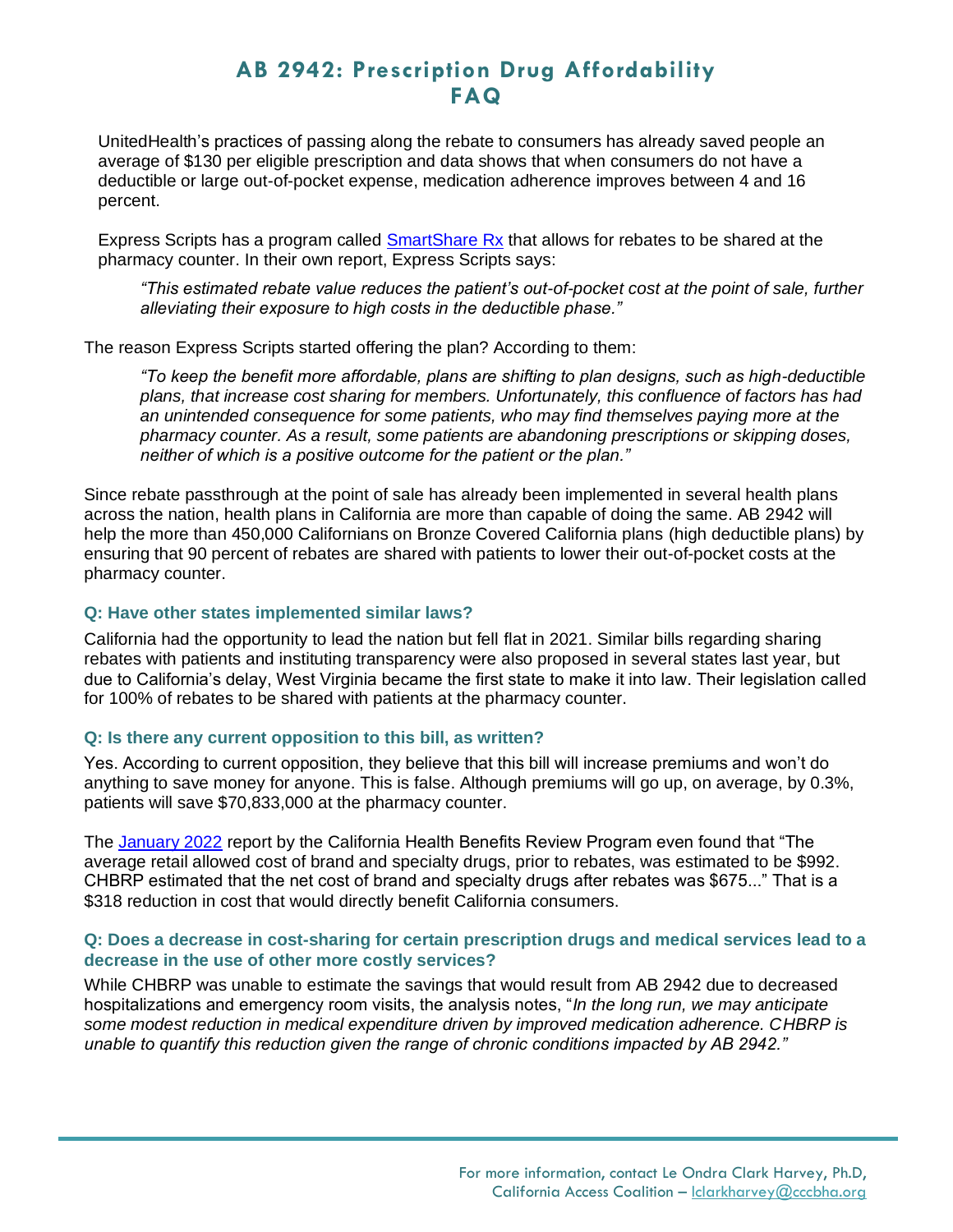# AB 2942: Prescription Drug Affordability FAQ

UnitedHealth's practices of passing along the rebate to consumers has already saved people an average of $130 per eligible prescription and data shows that when consumers do not have a deductible or large out-of-pocket expense, medication adherence improves between 4 and 16 percent.

Express Scripts has a program called [SmartShare Rx]() that allows for rebates to be shared at the pharmacy counter. In their own report, Express Scripts says:

> *"This estimated rebate value reduces the patient's out-of-pocket cost at the point of sale, further alleviating their exposure to high costs in the deductible phase."*

The reason Express Scripts started offering the plan? According to them:

> *"To keep the benefit more affordable, plans are shifting to plan designs, such as high-deductible plans, that increase cost sharing for members. Unfortunately, this confluence of factors has had an unintended consequence for some patients, who may find themselves paying more at the pharmacy counter. As a result, some patients are abandoning prescriptions or skipping doses, neither of which is a positive outcome for the patient or the plan."*

Since rebate passthrough at the point of sale has already been implemented in several health plans across the nation, health plans in California are more than capable of doing the same. AB 2942 will help the more than 450,000 Californians on Bronze Covered California plans (high deductible plans) by ensuring that 90 percent of rebates are shared with patients to lower their out-of-pocket costs at the pharmacy counter.

### Q: Have other states implemented similar laws?

California had the opportunity to lead the nation but fell flat in 2021. Similar bills regarding sharing rebates with patients and instituting transparency were also proposed in several states last year, but due to California's delay, West Virginia became the first state to make it into law. Their legislation called for 100% of rebates to be shared with patients at the pharmacy counter.

### Q: Is there any current opposition to this bill, as written?

Yes. According to current opposition, they believe that this bill will increase premiums and won't do anything to save money for anyone. This is false. Although premiums will go up, on average, by 0.3%, patients will save $70,833,000 at the pharmacy counter.

The [January 2022]() report by the California Health Benefits Review Program even found that "The average retail allowed cost of brand and specialty drugs, prior to rebates, was estimated to be $992. CHBRP estimated that the net cost of brand and specialty drugs after rebates was $675..." That is a $318 reduction in cost that would directly benefit California consumers.

### Q: Does a decrease in cost-sharing for certain prescription drugs and medical services lead to a decrease in the use of other more costly services?

While CHBRP was unable to estimate the savings that would result from AB 2942 due to decreased hospitalizations and emergency room visits, the analysis notes, "*In the long run, we may anticipate some modest reduction in medical expenditure driven by improved medication adherence. CHBRP is unable to quantify this reduction given the range of chronic conditions impacted by AB 2942."*

For more information, contact Le Ondra Clark Harvey, Ph.D, California Access Coalition – lclarkharvey@cccbha.org